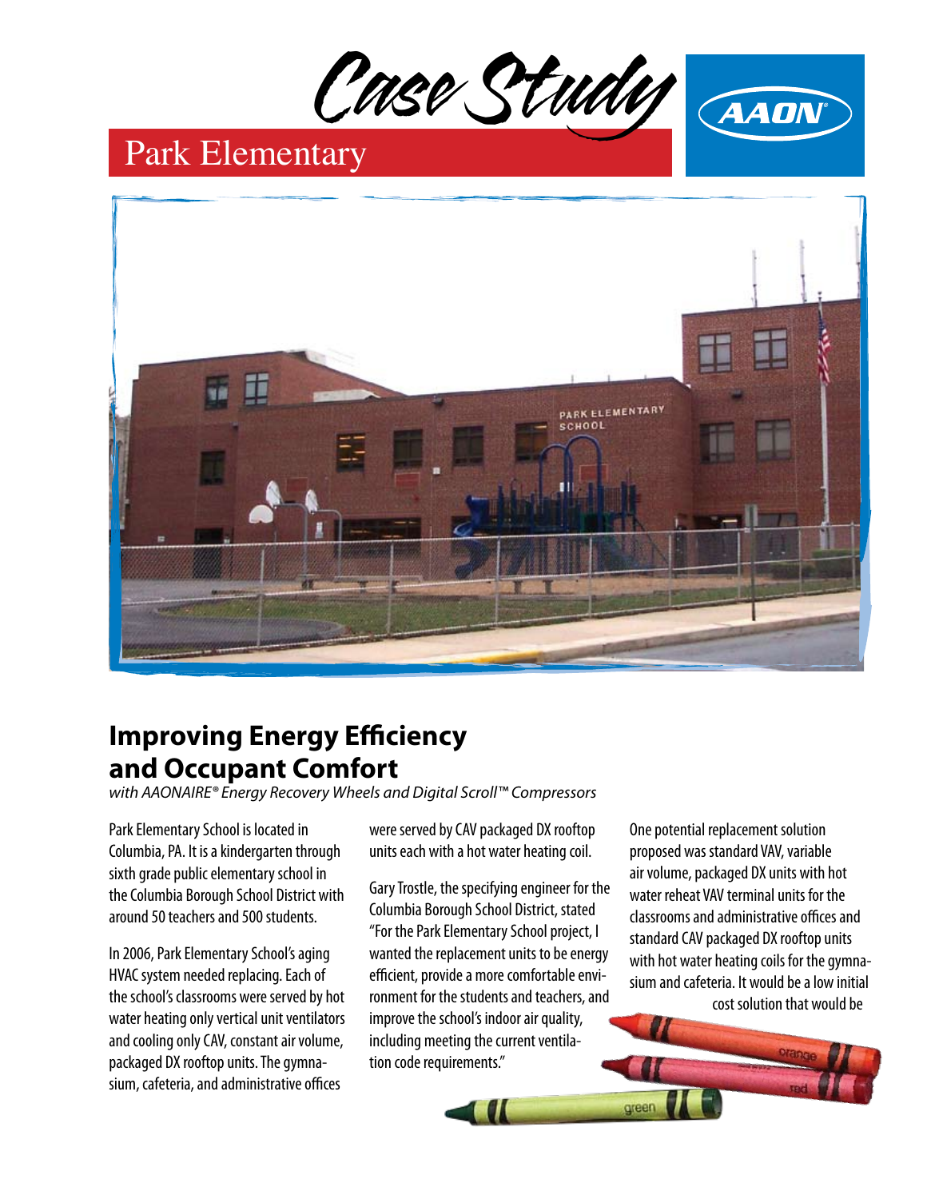# Case Study

## Park Elementary

## Improving Energy Efficiency and Occupant Comfort

*with AAONAIRE® Energy Recovery Wheels and Digital Scroll™ Compressors*

Park Elementary School is located in Columbia, PA. It is a kindergarten through sixth grade public elementary school in the Columbia Borough School District with around 50 teachers and 500 students.

In 2006, Park Elementary School's aging HVAC system needed replacing. Each of the school's classrooms were served by hot water heating only vertical unit ventilators and cooling only CAV, constant air volume, packaged DX rooftop units. The gymnasium, cafeteria, and administrative offices were served by CAV packaged DX rooftop units each with a hot water heating coil.

Gary Trostle, the specifying engineer for the Columbia Borough School District, stated "For the Park Elementary School project, I wanted the replacement units to be energy efficient, provide a more comfortable environment for the students and teachers, and improve the school's indoor air quality, including meeting the current ventilation code requirements."

One potential replacement solution proposed was standard VAV, variable air volume, packaged DX units with hot water reheat VAV terminal units for the classrooms and administrative offices and standard CAV packaged DX rooftop units with hot water heating coils for the gymnasium and cafeteria. It would be a low initial cost solution that would be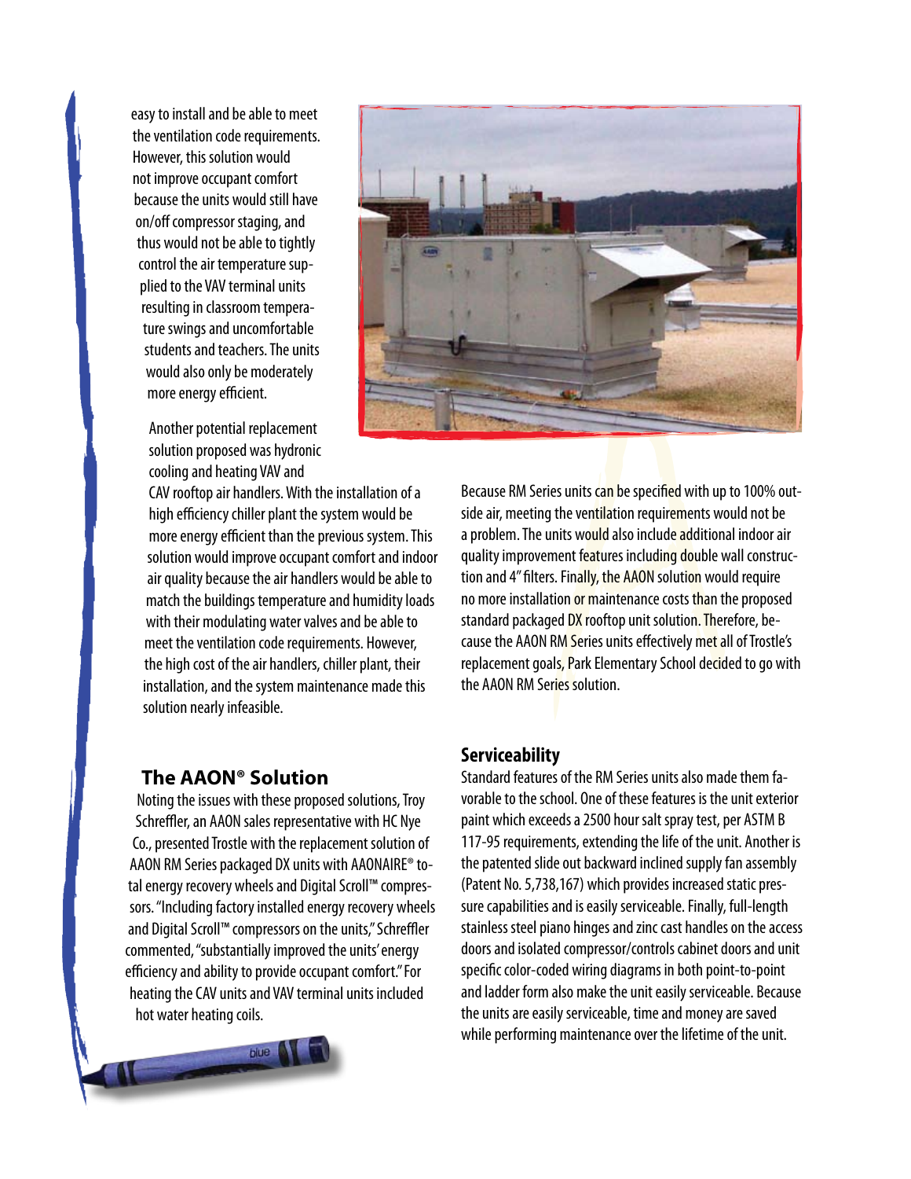easy to install and be able to meet the ventilation code requirements. However, this solution would not improve occupant comfort because the units would still have on/off compressor staging, and thus would not be able to tightly control the air temperature supplied to the VAV terminal units resulting in classroom temperature swings and uncomfortable students and teachers. The units would also only be moderately more energy efficient.

Another potential replacement solution proposed was hydronic cooling and heating VAV and CAV rooftop air handlers. With the installation of a high efficiency chiller plant the system would be more energy efficient than the previous system. This solution would improve occupant comfort and indoor air quality because the air handlers would be able to match the buildings temperature and humidity loads with their modulating water valves and be able to meet the ventilation code requirements. However, the high cost of the air handlers, chiller plant, their installation, and the system maintenance made this solution nearly infeasible.

## The AAON® Solution

Noting the issues with these proposed solutions, Troy Schreffler, an AAON sales representative with HC Nye Co., presented Trostle with the replacement solution of AAON RM Series packaged DX units with AAONAIRE® total energy recovery wheels and Digital Scroll™ compressors. "Including factory installed energy recovery wheels and Digital Scroll™ compressors on the units," Schreffler commented, "substantially improved the units' energy efficiency and ability to provide occupant comfort." For heating the CAV units and VAV terminal units included hot water heating coils.

Because RM Series units can be specified with up to 100% outside air, meeting the ventilation requirements would not be a problem. The units would also include additional indoor air quality improvement features including double wall construction and 4" filters. Finally, the AAON solution would require no more installation or maintenance costs than the proposed standard packaged DX rooftop unit solution. Therefore, because the AAON RM Series units effectively met all of Trostle's replacement goals, Park Elementary School decided to go with the AAON RM Series solution.

## Serviceability

Standard features of the RM Series units also made them favorable to the school. One of these features is the unit exterior paint which exceeds a 2500 hour salt spray test, per ASTM B 117-95 requirements, extending the life of the unit. Another is the patented slide out backward inclined supply fan assembly (Patent No. 5,738,167) which provides increased static pressure capabilities and is easily serviceable. Finally, full-length stainless steel piano hinges and zinc cast handles on the access doors and isolated compressor/controls cabinet doors and unit specific color-coded wiring diagrams in both point-to-point and ladder form also make the unit easily serviceable. Because the units are easily serviceable, time and money are saved while performing maintenance over the lifetime of the unit.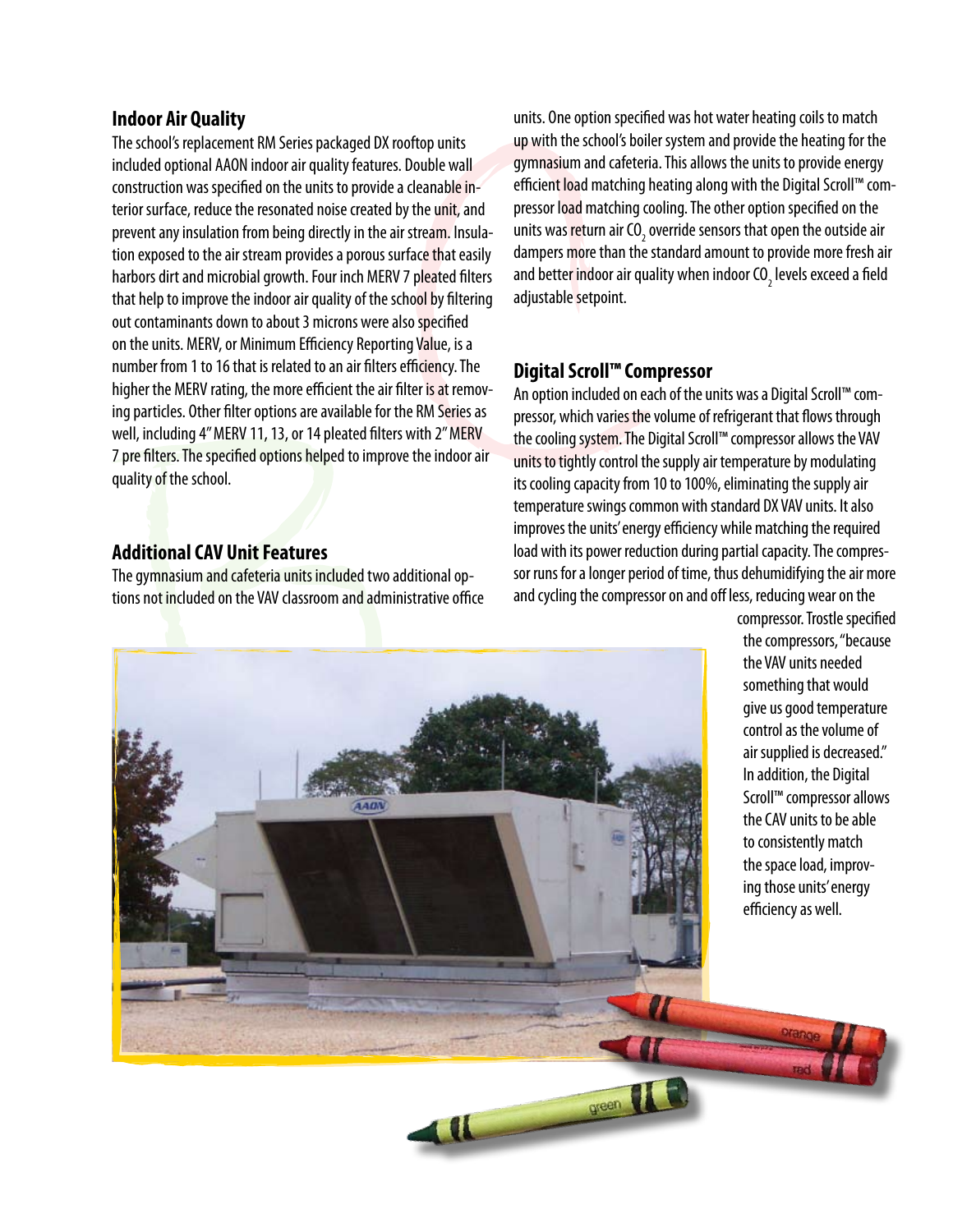## Indoor Air Quality

The school's replacement RM Series packaged DX rooftop units included optional AAON indoor air quality features. Double wall construction was specified on the units to provide a cleanable interior surface, reduce the resonated noise created by the unit, and prevent any insulation from being directly in the air stream. Insulation exposed to the air stream provides a porous surface that easily harbors dirt and microbial growth. Four inch MERV 7 pleated filters that help to improve the indoor air quality of the school by filtering out contaminants down to about 3 microns were also specified on the units. MERV, or Minimum Efficiency Reporting Value, is a number from 1 to 16 that is related to an air filters efficiency. The higher the MERV rating, the more efficient the air filter is at removing particles. Other filter options are available for the RM Series as well, including 4" MERV 11, 13, or 14 pleated filters with 2" MERV 7 pre filters. The specified options helped to improve the indoor air quality of the school.

## Additional CAV Unit Features

The gymnasium and cafeteria units included two additional options not included on the VAV classroom and administrative office units. One option specified was hot water heating coils to match up with the school's boiler system and provide the heating for the gymnasium and cafeteria. This allows the units to provide energy efficient load matching heating along with the Digital Scroll™ compressor load matching cooling. The other option specified on the units was return air $CO_2$ override sensors that open the outside air dampers more than the standard amount to provide more fresh air and better indoor air quality when indoor $CO_2$ levels exceed a field adjustable setpoint.

## Digital Scroll™ Compressor

An option included on each of the units was a Digital Scroll™ compressor, which varies the volume of refrigerant that flows through the cooling system. The Digital Scroll™ compressor allows the VAV units to tightly control the supply air temperature by modulating its cooling capacity from 10 to 100%, eliminating the supply air temperature swings common with standard DX VAV units. It also improves the units' energy efficiency while matching the required load with its power reduction during partial capacity. The compressor runs for a longer period of time, thus dehumidifying the air more and cycling the compressor on and off less, reducing wear on the compressor. Trostle specified the compressors, "because the VAV units needed something that would give us good temperature control as the volume of air supplied is decreased." In addition, the Digital Scroll™ compressor allows the CAV units to be able to consistently match the space load, improving those units' energy efficiency as well.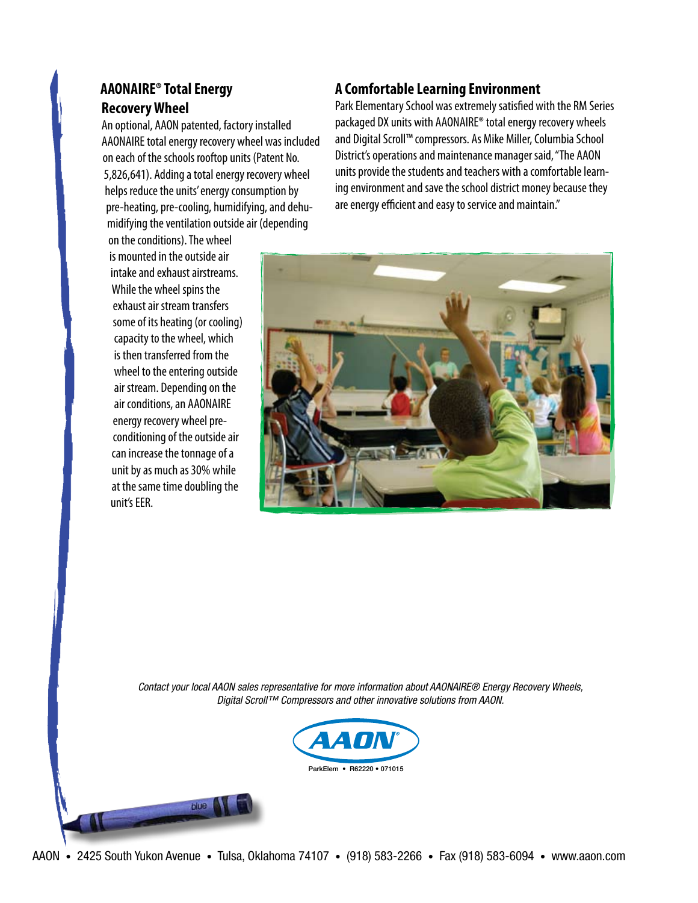## AAONAIRE® Total Energy Recovery Wheel

An optional, AAON patented, factory installed AAONAIRE total energy recovery wheel was included on each of the schools rooftop units (Patent No. 5,826,641). Adding a total energy recovery wheel helps reduce the units' energy consumption by pre-heating, pre-cooling, humidifying, and dehumidifying the ventilation outside air (depending on the conditions). The wheel is mounted in the outside air intake and exhaust airstreams. While the wheel spins the exhaust air stream transfers some of its heating (or cooling) capacity to the wheel, which is then transferred from the wheel to the entering outside air stream. Depending on the air conditions, an AAONAIRE energy recovery wheel pre-conditioning of the outside air can increase the tonnage of a unit by as much as 30% while at the same time doubling the unit's EER.

## A Comfortable Learning Environment

Park Elementary School was extremely satisfied with the RM Series packaged DX units with AAONAIRE® total energy recovery wheels and Digital Scroll™ compressors. As Mike Miller, Columbia School District's operations and maintenance manager said, "The AAON units provide the students and teachers with a comfortable learning environment and save the school district money because they are energy efficient and easy to service and maintain."

*Contact your local AAON sales representative for more information about AAONAIRE® Energy Recovery Wheels, Digital Scroll™ Compressors and other innovative solutions from AAON.*

AAON®

ParkElem • R62220 • 071015

AAON • 2425 South Yukon Avenue • Tulsa, Oklahoma 74107 • (918) 583-2266 • Fax (918) 583-6094 • www.aaon.com